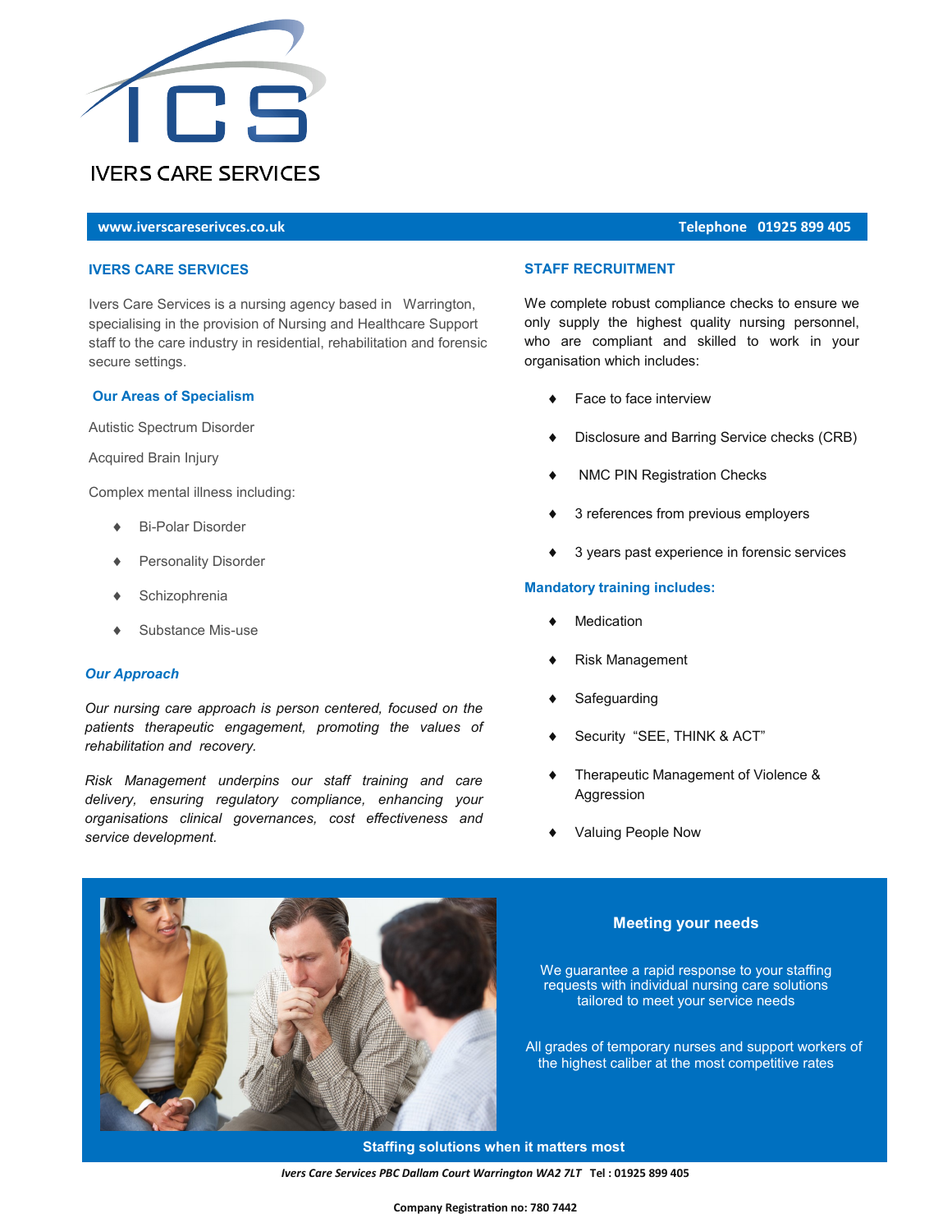# IVERS CARE SERVICES

**www.iverscareserivces.co.uk** **Telephone 01925 899 405**

## IVERS CARE SERVICES

Ivers Care Services is a nursing agency based in Warrington, specialising in the provision of Nursing and Healthcare Support staff to the care industry in residential, rehabilitation and forensic secure settings.

### Our Areas of Specialism

Autistic Spectrum Disorder

Acquired Brain Injury

Complex mental illness including:

- Bi-Polar Disorder
- Personality Disorder
- Schizophrenia
- Substance Mis-use

### *Our Approach*

*Our nursing care approach is person centered, focused on the patients therapeutic engagement, promoting the values of rehabilitation and recovery.*

*Risk Management underpins our staff training and care delivery, ensuring regulatory compliance, enhancing your organisations clinical governances, cost effectiveness and service development.*

## STAFF RECRUITMENT

We complete robust compliance checks to ensure we only supply the highest quality nursing personnel, who are compliant and skilled to work in your organisation which includes:

- Face to face interview
- Disclosure and Barring Service checks (CRB)
- NMC PIN Registration Checks
- 3 references from previous employers
- 3 years past experience in forensic services

### Mandatory training includes:

- Medication
- Risk Management
- Safeguarding
- Security "SEE, THINK & ACT"
- Therapeutic Management of Violence & Aggression
- Valuing People Now

### Meeting your needs

We guarantee a rapid response to your staffing requests with individual nursing care solutions tailored to meet your service needs

All grades of temporary nurses and support workers of the highest caliber at the most competitive rates

**Staffing solutions when it matters most**

***Ivers Care Services PBC Dallam Court Warrington WA2 7LT*** **Tel : 01925 899 405**

**Company Registration no: 780 7442**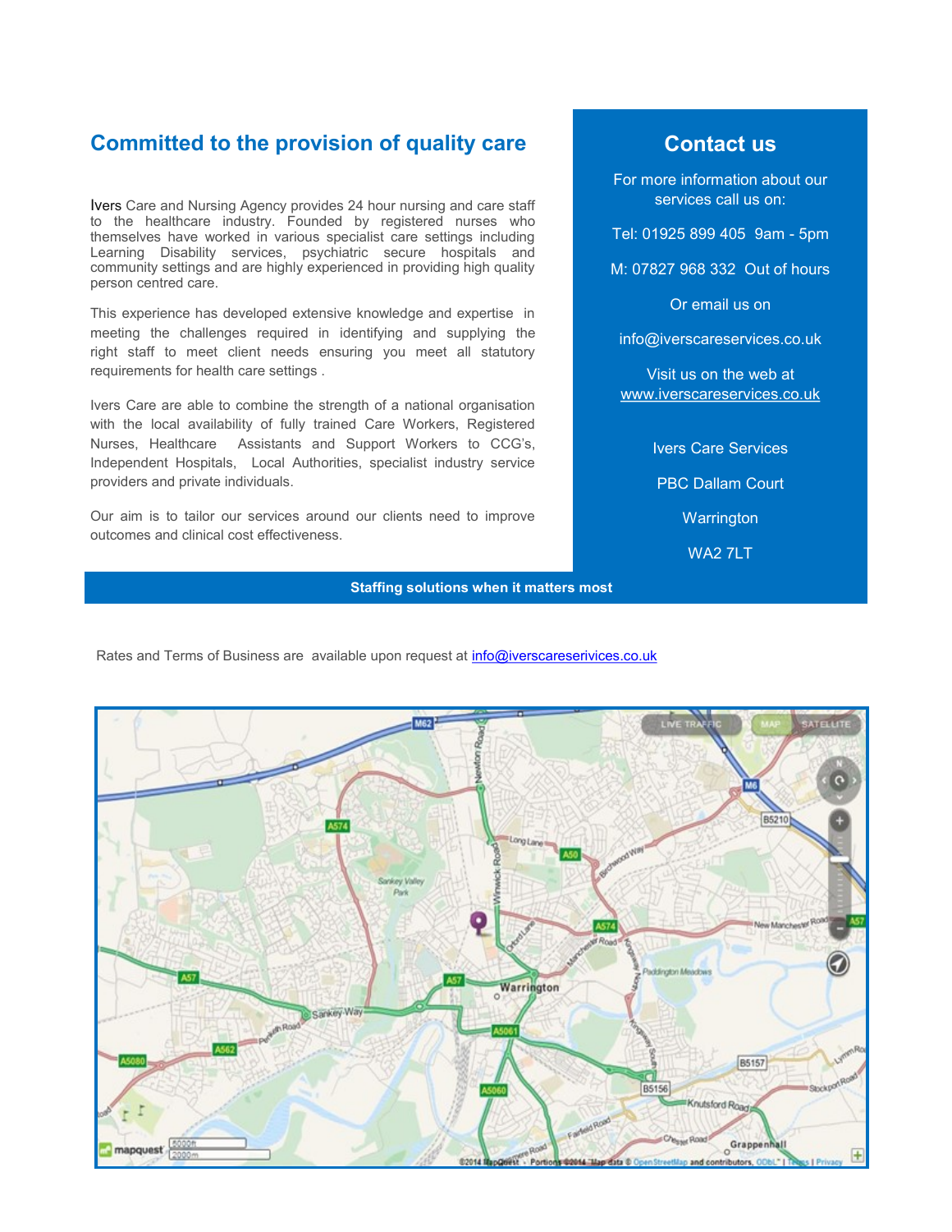## Committed to the provision of quality care

Ivers Care and Nursing Agency provides 24 hour nursing and care staff to the healthcare industry. Founded by registered nurses who themselves have worked in various specialist care settings including Learning Disability services, psychiatric secure hospitals and community settings and are highly experienced in providing high quality person centred care.

This experience has developed extensive knowledge and expertise in meeting the challenges required in identifying and supplying the right staff to meet client needs ensuring you meet all statutory requirements for health care settings .

Ivers Care are able to combine the strength of a national organisation with the local availability of fully trained Care Workers, Registered Nurses, Healthcare Assistants and Support Workers to CCG's, Independent Hospitals, Local Authorities, specialist industry service providers and private individuals.

Our aim is to tailor our services around our clients need to improve outcomes and clinical cost effectiveness.

## Contact us

For more information about our services call us on:

Tel: 01925 899 405 9am - 5pm

M: 07827 968 332 Out of hours

Or email us on

info@iverscareservices.co.uk

Visit us on the web at
www.iverscareservices.co.uk

Ivers Care Services

PBC Dallam Court

Warrington

WA2 7LT

**Staffing solutions when it matters most**

Rates and Terms of Business are available upon request at info@iverscareserivices.co.uk